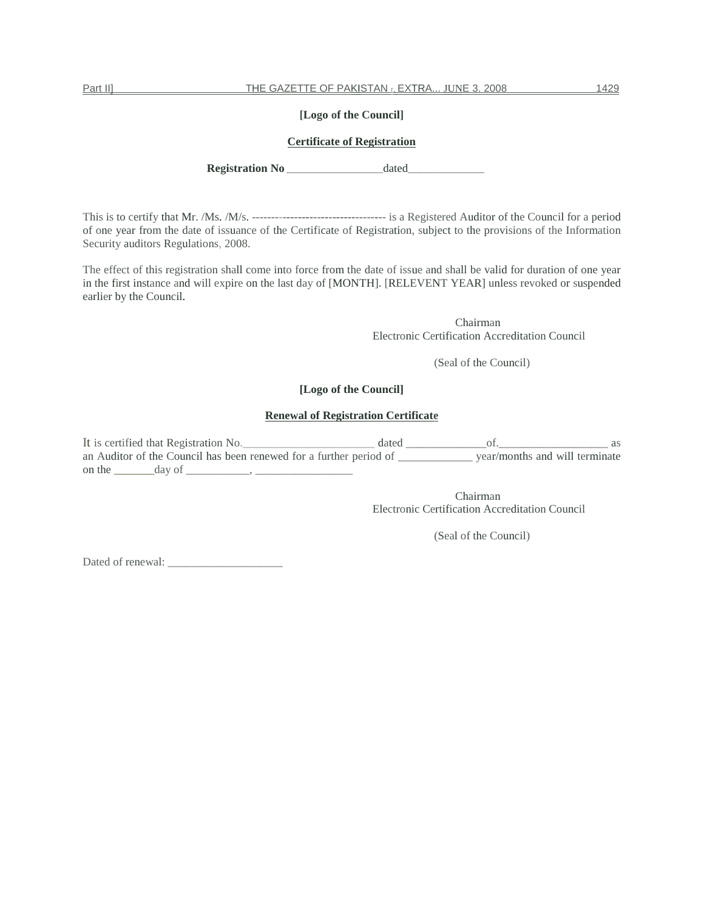**[Logo of the Council]**

**Certificate of Registration**

**Registration No** _________________dated_____________

This is to certify that Mr. /Ms. /M/s. ----------------------------------- is a Registered Auditor of the Council for a period of one year from the date of issuance of the Certificate of Registration, subject to the provisions of the Information Security auditors Regulations, 2008.

The effect of this registration shall come into force from the date of issue and shall be valid for duration of one year in the first instance and will expire on the last day of [MONTH]. [RELEVENT YEAR] unless revoked or suspended earlier by the Council.

Chairman
Electronic Certification Accreditation Council

(Seal of the Council)

**[Logo of the Council]**

**Renewal of Registration Certificate**

It is certified that Registration No._______________________ dated ______________of.___________________ as an Auditor of the Council has been renewed for a further period of _____________ year/months and will terminate on the _______day of ___________, _________________

Chairman
Electronic Certification Accreditation Council

(Seal of the Council)

Dated of renewal: ____________________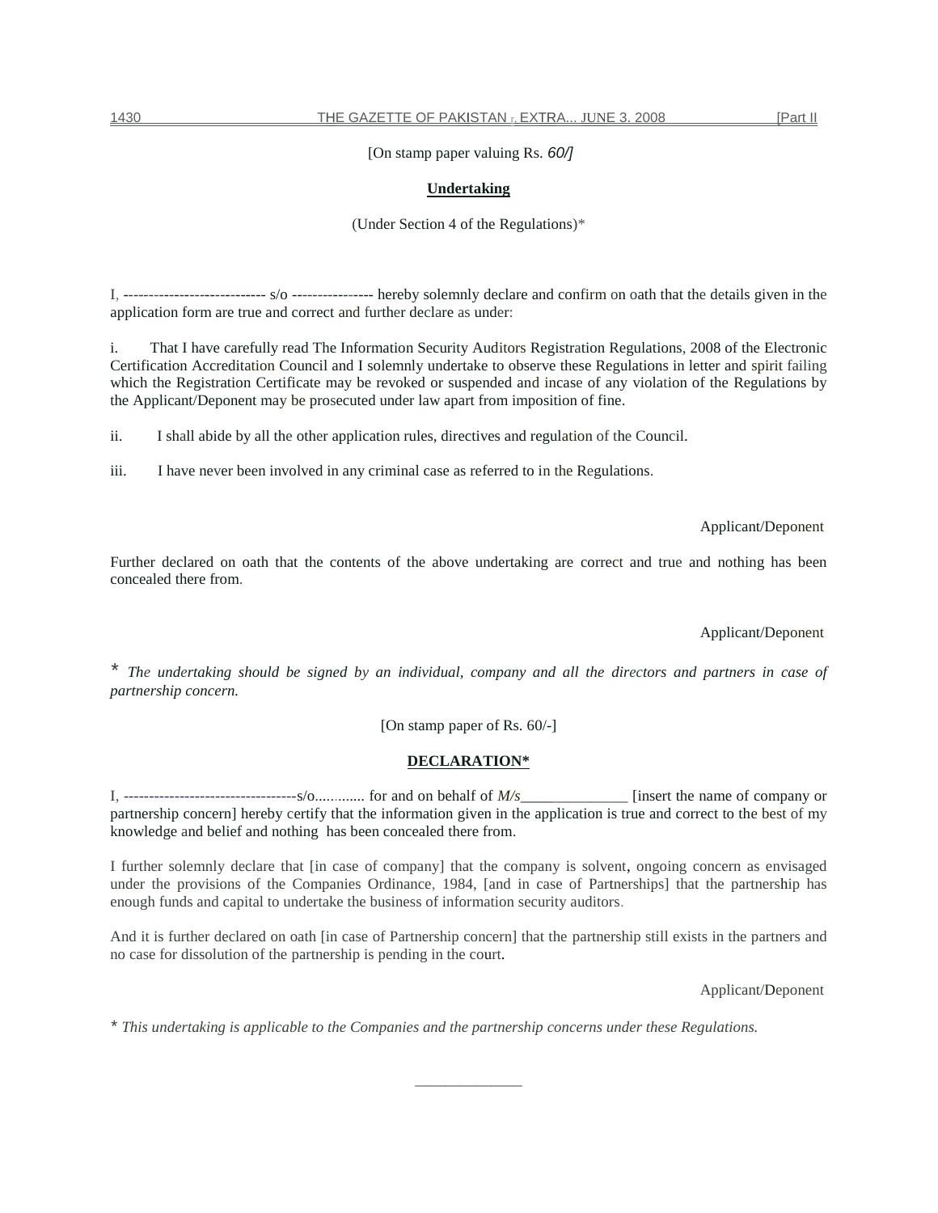[On stamp paper valuing Rs. 60/]

**Undertaking**

(Under Section 4 of the Regulations)*

I, --------------------------- s/o ---------------- hereby solemnly declare and confirm on oath that the details given in the application form are true and correct and further declare as under:

i. That I have carefully read The Information Security Auditors Registration Regulations, 2008 of the Electronic Certification Accreditation Council and I solemnly undertake to observe these Regulations in letter and spirit failing which the Registration Certificate may be revoked or suspended and incase of any violation of the Regulations by the Applicant/Deponent may be prosecuted under law apart from imposition of fine.

ii. I shall abide by all the other application rules, directives and regulation of the Council.

iii. I have never been involved in any criminal case as referred to in the Regulations.

Applicant/Deponent

Further declared on oath that the contents of the above undertaking are correct and true and nothing has been concealed there from.

Applicant/Deponent

* *The undertaking should be signed by an individual, company and all the directors and partners in case of partnership concern.*

[On stamp paper of Rs. 60/-]

**DECLARATION***

I, ---------------------------------s/o............ for and on behalf of *M/s*______________ [insert the name of company or partnership concern] hereby certify that the information given in the application is true and correct to the best of my knowledge and belief and nothing has been concealed there from.

I further solemnly declare that [in case of company] that the company is solvent, ongoing concern as envisaged under the provisions of the Companies Ordinance, 1984, [and in case of Partnerships] that the partnership has enough funds and capital to undertake the business of information security auditors.

And it is further declared on oath [in case of Partnership concern] that the partnership still exists in the partners and no case for dissolution of the partnership is pending in the court.

Applicant/Deponent

* *This undertaking is applicable to the Companies and the partnership concerns under these Regulations.*

______________